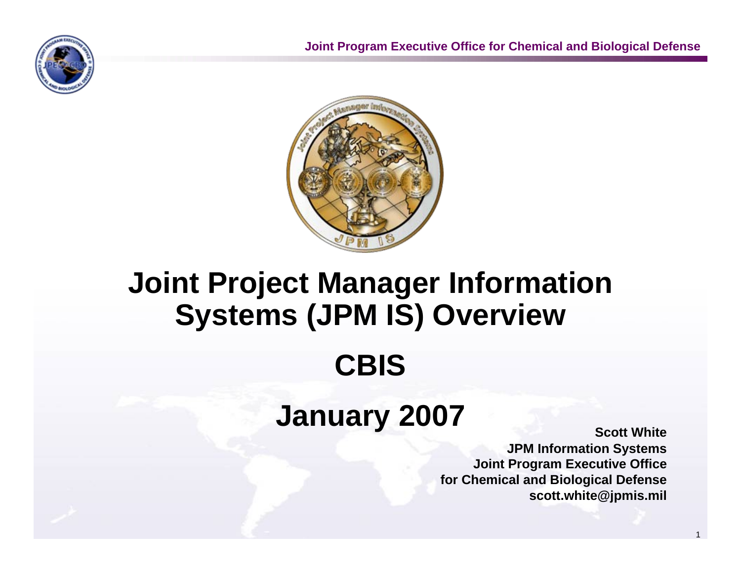# Joint Project Manager Information Systems (JPM IS) Overview

## CBIS

## January 2007

**Scott White**
**JPM Information Systems**
**Joint Program Executive Office**
**for Chemical and Biological Defense**
**scott.white@jpmis.mil**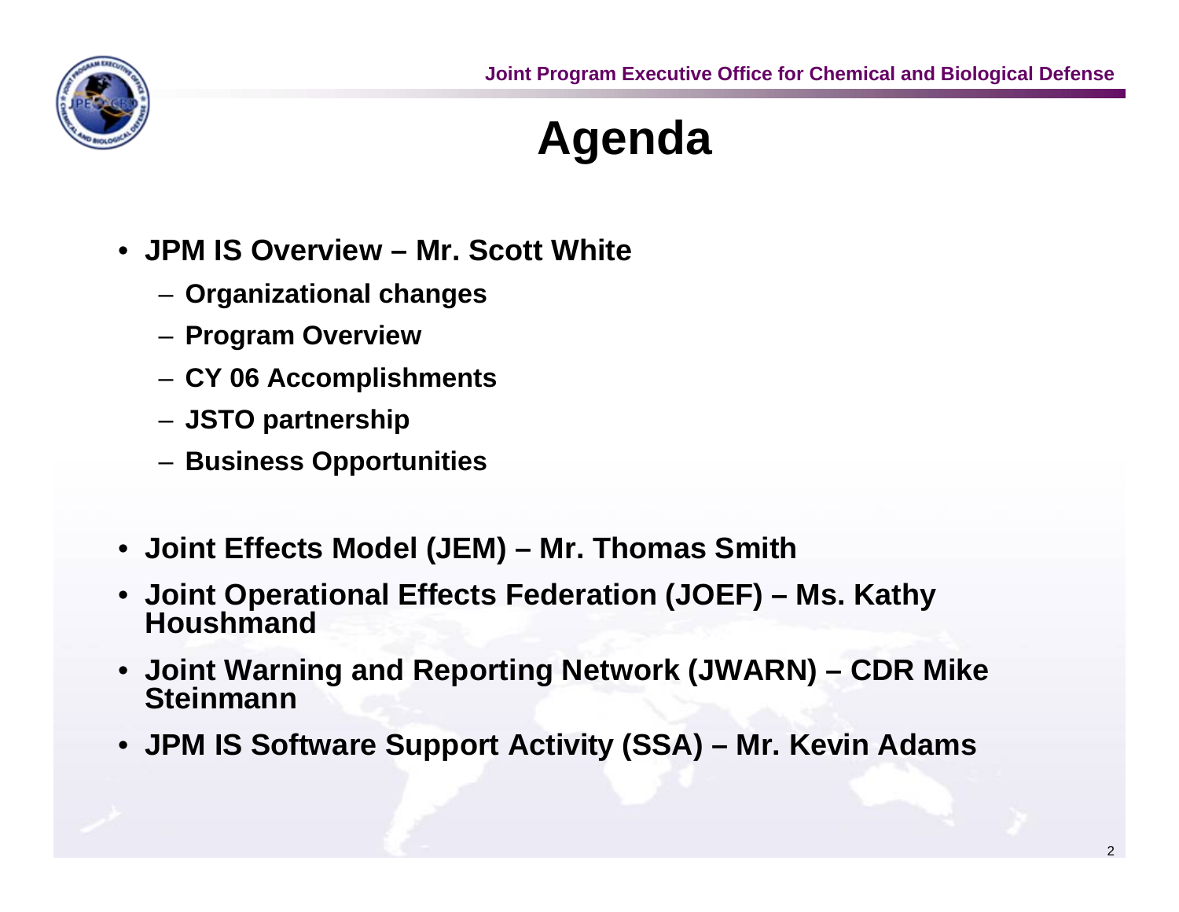# Agenda

- JPM IS Overview – Mr. Scott White
  - Organizational changes
  - Program Overview
  - CY 06 Accomplishments
  - JSTO partnership
  - Business Opportunities
- Joint Effects Model (JEM) – Mr. Thomas Smith
- Joint Operational Effects Federation (JOEF) – Ms. Kathy Houshmand
- Joint Warning and Reporting Network (JWARN) – CDR Mike Steinmann
- JPM IS Software Support Activity (SSA) – Mr. Kevin Adams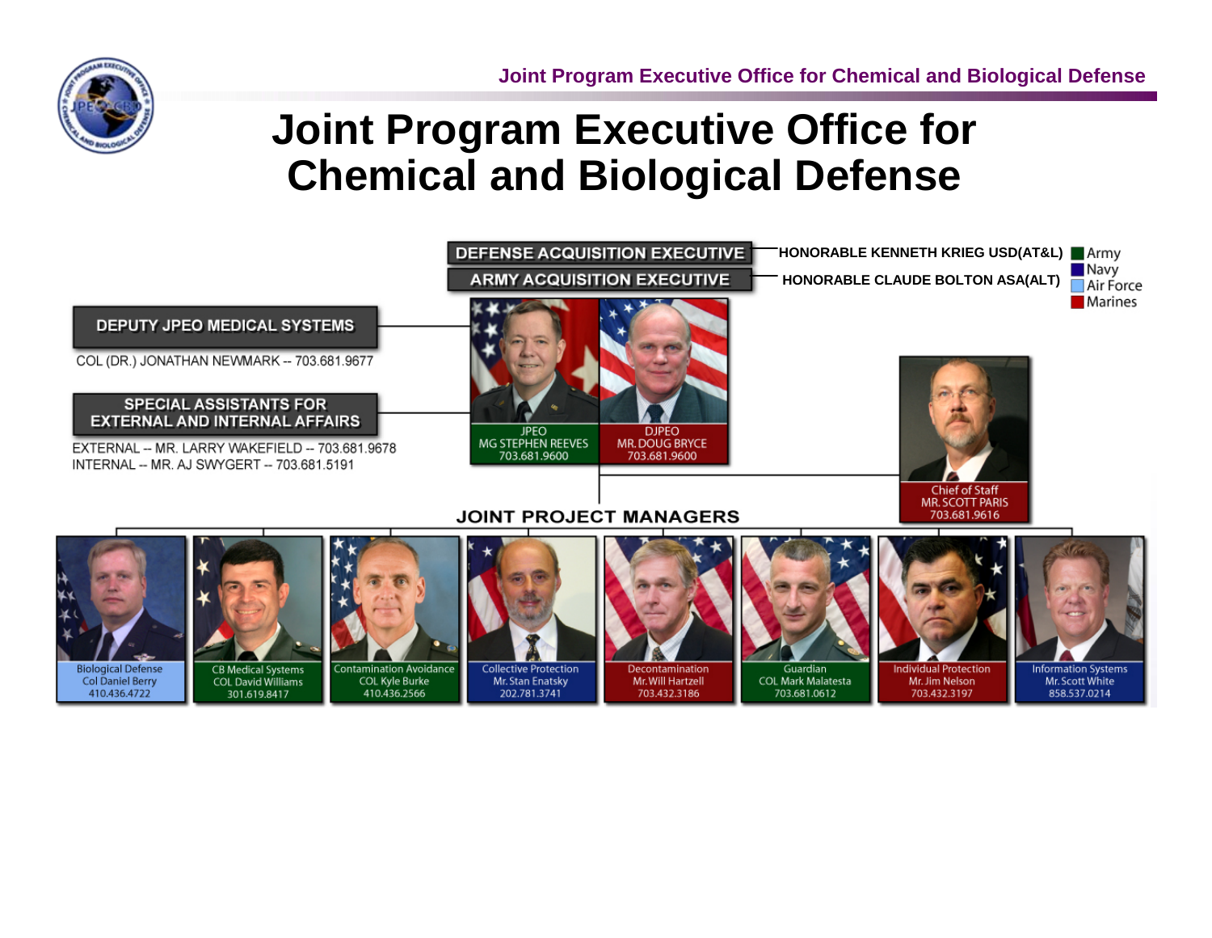# Joint Program Executive Office for Chemical and Biological Defense

**DEFENSE ACQUISITION EXECUTIVE** — HONORABLE KENNETH KRIEG USD(AT&L)

**ARMY ACQUISITION EXECUTIVE** — HONORABLE CLAUDE BOLTON ASA(ALT)

Army
Navy
Air Force
Marines

**DEPUTY JPEO MEDICAL SYSTEMS**

COL (DR.) JONATHAN NEWMARK -- 703.681.9677

**SPECIAL ASSISTANTS FOR EXTERNAL AND INTERNAL AFFAIRS**

EXTERNAL -- MR. LARRY WAKEFIELD -- 703.681.9678
INTERNAL -- MR. AJ SWYGERT -- 703.681.5191

JPEO
MG STEPHEN REEVES
703.681.9600

DJPEO
MR. DOUG BRYCE
703.681.9600

Chief of Staff
MR. SCOTT PARIS
703.681.9616

## JOINT PROJECT MANAGERS

| Project | Manager | Phone |
| --- | --- | --- |
| Biological Defense | Col Daniel Berry | 410.436.4722 |
| CB Medical Systems | COL David Williams | 301.619.8417 |
| Contamination Avoidance | COL Kyle Burke | 410.436.2566 |
| Collective Protection | Mr. Stan Enatsky | 202.781.3741 |
| Decontamination | Mr. Will Hartzell | 703.432.3186 |
| Guardian | COL Mark Malatesta | 703.681.0612 |
| Individual Protection | Mr. Jim Nelson | 703.432.3197 |
| Information Systems | Mr. Scott White | 858.537.0214 |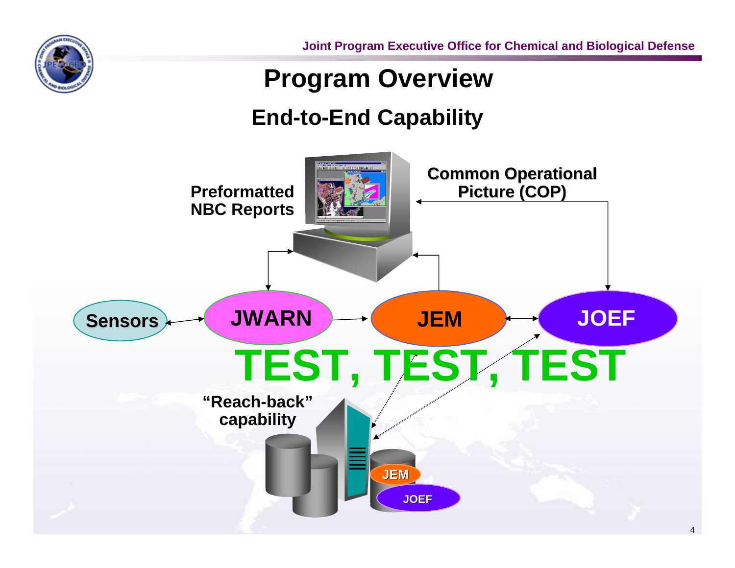# Program Overview

## End-to-End Capability

Preformatted NBC Reports

Common Operational Picture (COP)

Sensors

JWARN

JEM

JOEF

TEST, TEST, TEST

"Reach-back" capability

JEM

JOEF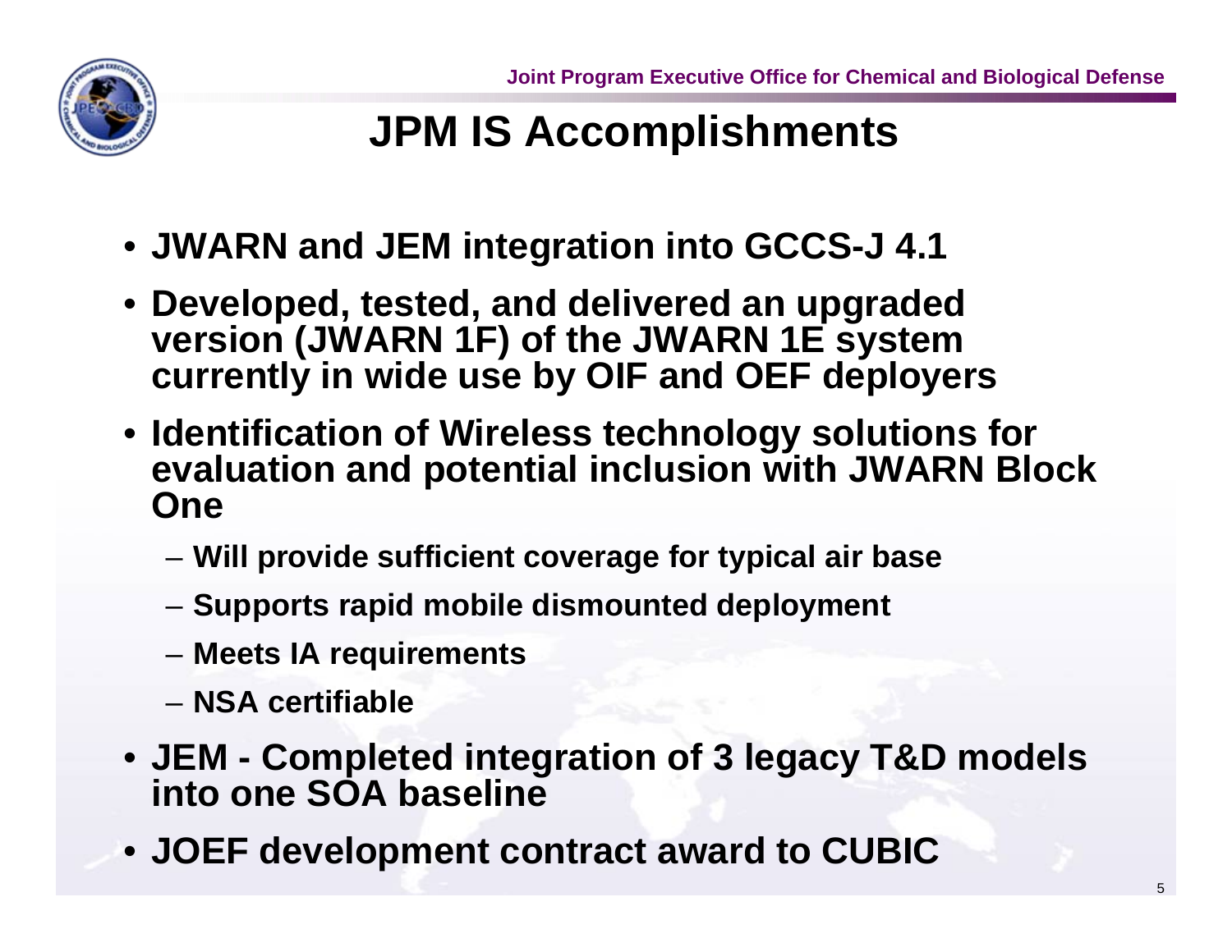# JPM IS Accomplishments

- JWARN and JEM integration into GCCS-J 4.1
- Developed, tested, and delivered an upgraded version (JWARN 1F) of the JWARN 1E system currently in wide use by OIF and OEF deployers
- Identification of Wireless technology solutions for evaluation and potential inclusion with JWARN Block One
  - Will provide sufficient coverage for typical air base
  - Supports rapid mobile dismounted deployment
  - Meets IA requirements
  - NSA certifiable
- JEM - Completed integration of 3 legacy T&D models into one SOA baseline
- JOEF development contract award to CUBIC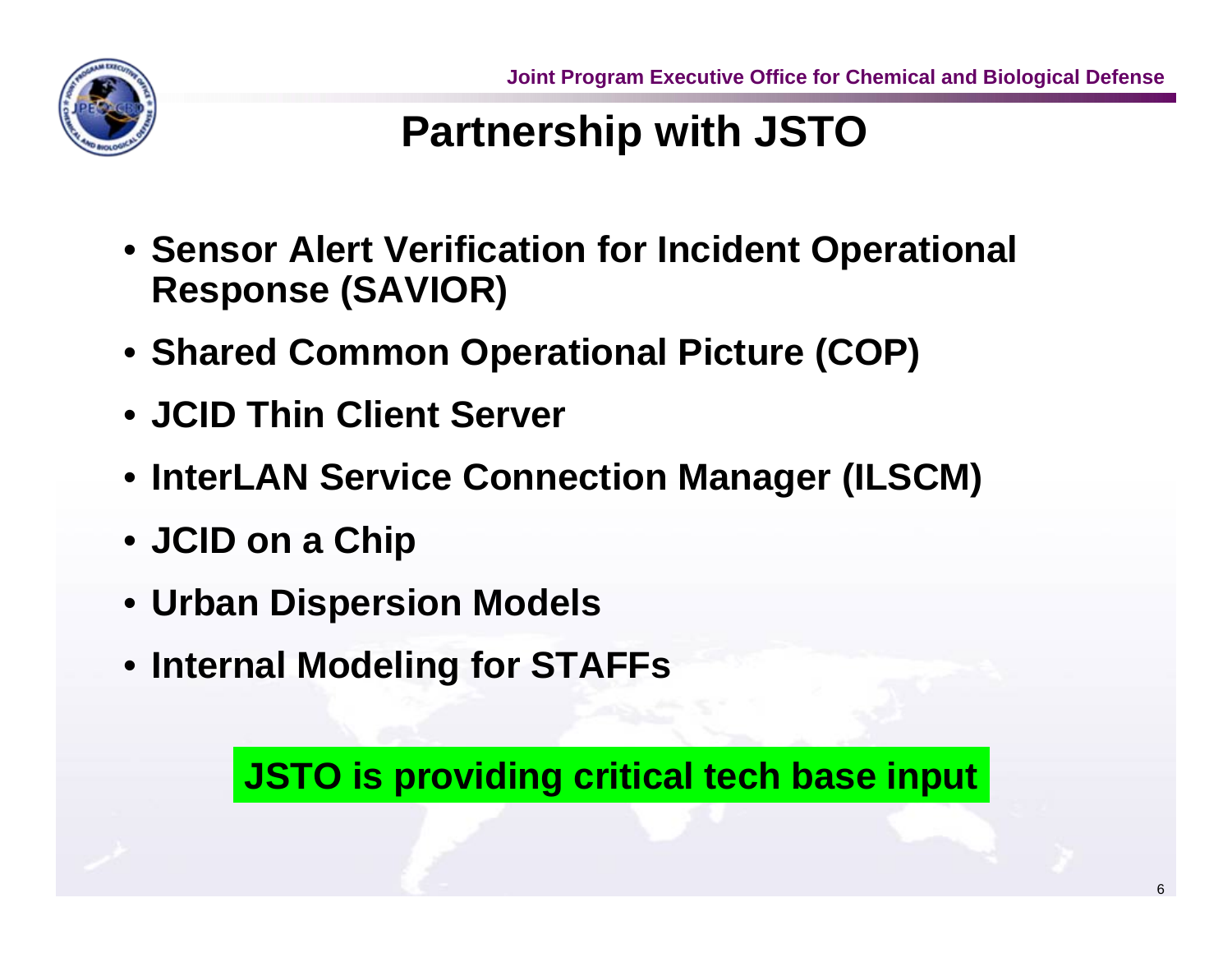# Partnership with JSTO

- Sensor Alert Verification for Incident Operational Response (SAVIOR)
- Shared Common Operational Picture (COP)
- JCID Thin Client Server
- InterLAN Service Connection Manager (ILSCM)
- JCID on a Chip
- Urban Dispersion Models
- Internal Modeling for STAFFs

**JSTO is providing critical tech base input**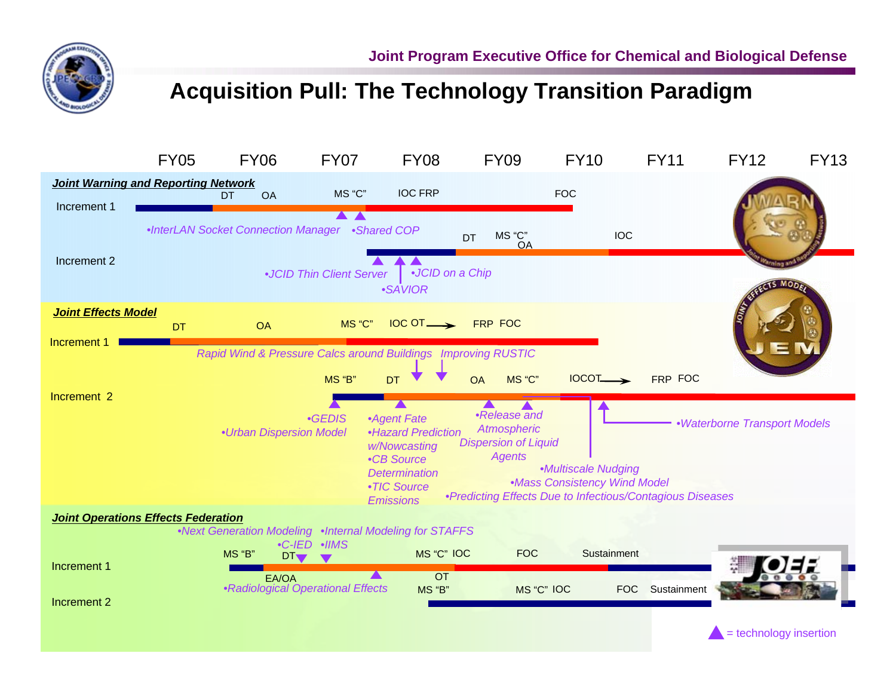# Acquisition Pull: The Technology Transition Paradigm

FY05 FY06 FY07 FY08 FY09 FY10 FY11 FY12 FY13

## Joint Warning and Reporting Network

**Increment 1**

DT OA MS "C" IOC FRP FOC

- •InterLAN Socket Connection Manager
- •Shared COP

**Increment 2**

DT MS "C" OA IOC

- •JCID Thin Client Server
- •JCID on a Chip
- •SAVIOR

## Joint Effects Model

**Increment 1**

DT OA MS "C" IOC OT FRP FOC

- Rapid Wind & Pressure Calcs around Buildings
- Improving RUSTIC

**Increment 2**

MS "B" DT OA MS "C" IOCOT FRP FOC

- •GEDIS
- •Urban Dispersion Model
- •Agent Fate
- •Hazard Prediction w/Nowcasting
- •CB Source Determination
- •TIC Source Emissions
- •Release and Atmospheric Dispersion of Liquid Agents
- •Multiscale Nudging
- •Mass Consistency Wind Model
- •Predicting Effects Due to Infectious/Contagious Diseases
- •Waterborne Transport Models

## Joint Operations Effects Federation

**Increment 1**

MS "B" DT EA/OA MS "C" IOC OT FOC Sustainment

- •Next Generation Modeling
- •Internal Modeling for STAFFS
- •C-IED
- •IIMS
- •Radiological Operational Effects

**Increment 2**

MS "B" MS "C" IOC FOC Sustainment

▲ = technology insertion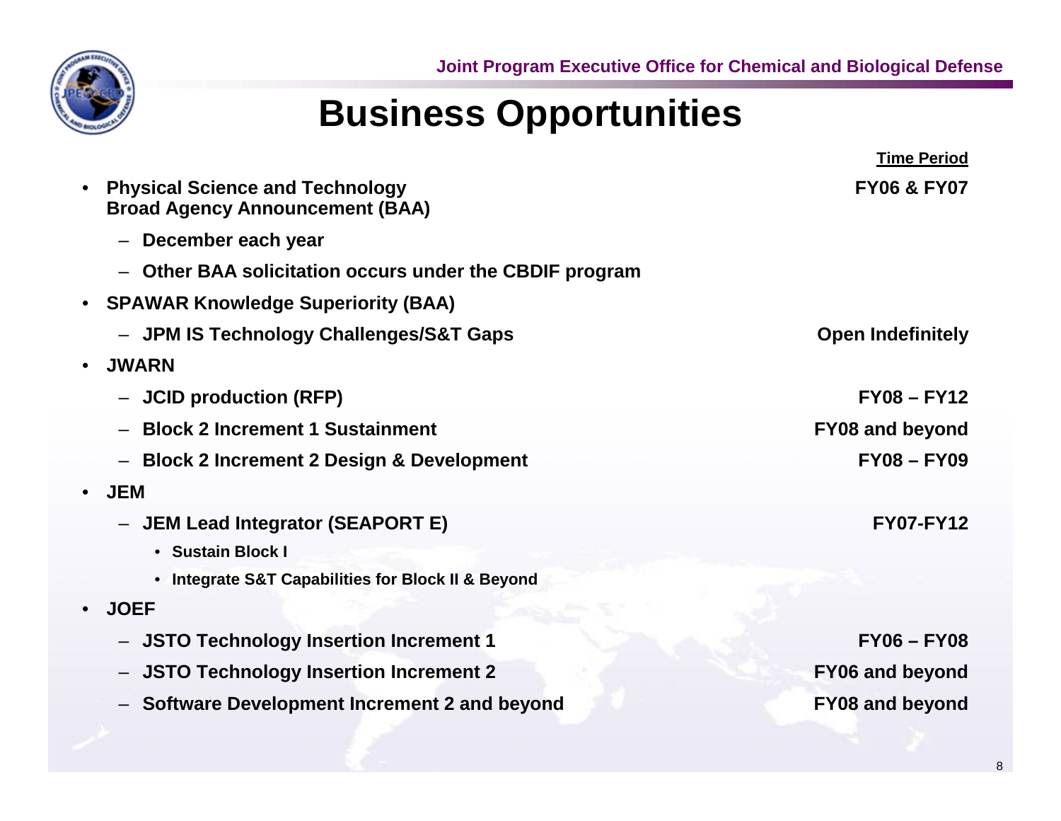# Business Opportunities

**Time Period**

- **Physical Science and Technology Broad Agency Announcement (BAA)** — **FY06 & FY07**
  - **December each year**
  - **Other BAA solicitation occurs under the CBDIF program**
- **SPAWAR Knowledge Superiority (BAA)**
  - **JPM IS Technology Challenges/S&T Gaps** — **Open Indefinitely**
- **JWARN**
  - **JCID production (RFP)** — **FY08 – FY12**
  - **Block 2 Increment 1 Sustainment** — **FY08 and beyond**
  - **Block 2 Increment 2 Design & Development** — **FY08 – FY09**
- **JEM**
  - **JEM Lead Integrator (SEAPORT E)** — **FY07-FY12**
    - **Sustain Block I**
    - **Integrate S&T Capabilities for Block II & Beyond**
- **JOEF**
  - **JSTO Technology Insertion Increment 1** — **FY06 – FY08**
  - **JSTO Technology Insertion Increment 2** — **FY06 and beyond**
  - **Software Development Increment 2 and beyond** — **FY08 and beyond**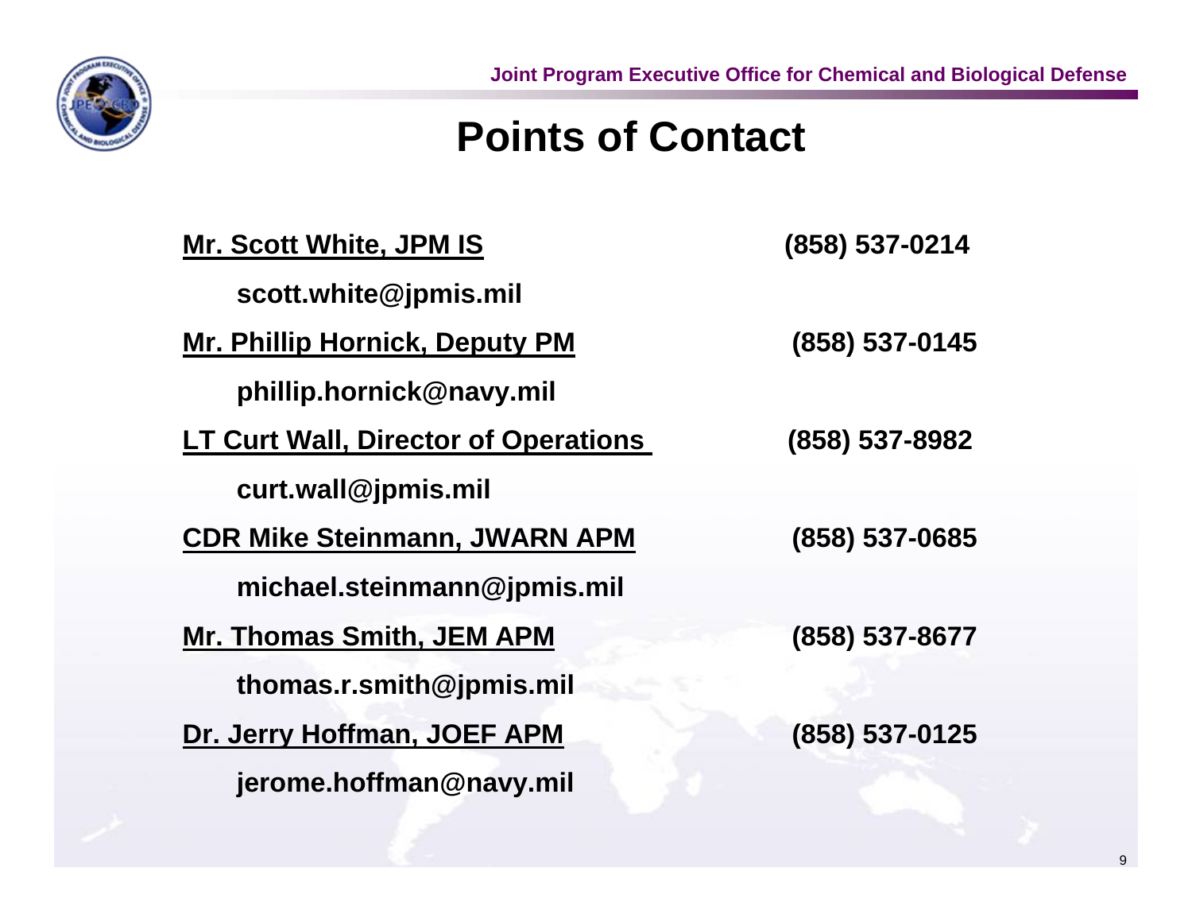# Points of Contact

| | |
|---|---|
| **Mr. Scott White, JPM IS** | **(858) 537-0214** |
| **scott.white@jpmis.mil** | |
| **Mr. Phillip Hornick, Deputy PM** | **(858) 537-0145** |
| **phillip.hornick@navy.mil** | |
| **LT Curt Wall, Director of Operations** | **(858) 537-8982** |
| **curt.wall@jpmis.mil** | |
| **CDR Mike Steinmann, JWARN APM** | **(858) 537-0685** |
| **michael.steinmann@jpmis.mil** | |
| **Mr. Thomas Smith, JEM APM** | **(858) 537-8677** |
| **thomas.r.smith@jpmis.mil** | |
| **Dr. Jerry Hoffman, JOEF APM** | **(858) 537-0125** |
| **jerome.hoffman@navy.mil** | |